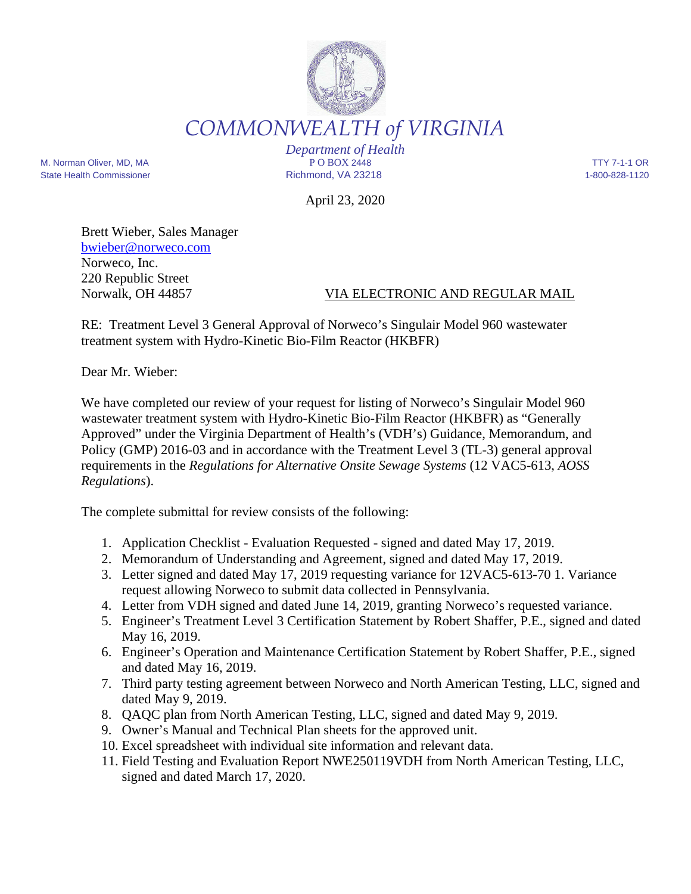# COMMONWEALTH *of* VIRGINIA

*Department of Health*

M. Norman Oliver, MD, MA
State Health Commissioner

P O BOX 2448
Richmond, VA 23218

TTY 7-1-1 OR
1-800-828-1120

April 23, 2020

Brett Wieber, Sales Manager
bwieber@norweco.com
Norweco, Inc.
220 Republic Street
Norwalk, OH 44857

VIA ELECTRONIC AND REGULAR MAIL

RE: Treatment Level 3 General Approval of Norweco's Singulair Model 960 wastewater treatment system with Hydro-Kinetic Bio-Film Reactor (HKBFR)

Dear Mr. Wieber:

We have completed our review of your request for listing of Norweco's Singulair Model 960 wastewater treatment system with Hydro-Kinetic Bio-Film Reactor (HKBFR) as "Generally Approved" under the Virginia Department of Health's (VDH's) Guidance, Memorandum, and Policy (GMP) 2016-03 and in accordance with the Treatment Level 3 (TL-3) general approval requirements in the *Regulations for Alternative Onsite Sewage Systems* (12 VAC5-613, *AOSS Regulations*).

The complete submittal for review consists of the following:

1. Application Checklist - Evaluation Requested - signed and dated May 17, 2019.
2. Memorandum of Understanding and Agreement, signed and dated May 17, 2019.
3. Letter signed and dated May 17, 2019 requesting variance for 12VAC5-613-70 1. Variance request allowing Norweco to submit data collected in Pennsylvania.
4. Letter from VDH signed and dated June 14, 2019, granting Norweco's requested variance.
5. Engineer's Treatment Level 3 Certification Statement by Robert Shaffer, P.E., signed and dated May 16, 2019.
6. Engineer's Operation and Maintenance Certification Statement by Robert Shaffer, P.E., signed and dated May 16, 2019.
7. Third party testing agreement between Norweco and North American Testing, LLC, signed and dated May 9, 2019.
8. QAQC plan from North American Testing, LLC, signed and dated May 9, 2019.
9. Owner's Manual and Technical Plan sheets for the approved unit.
10. Excel spreadsheet with individual site information and relevant data.
11. Field Testing and Evaluation Report NWE250119VDH from North American Testing, LLC, signed and dated March 17, 2020.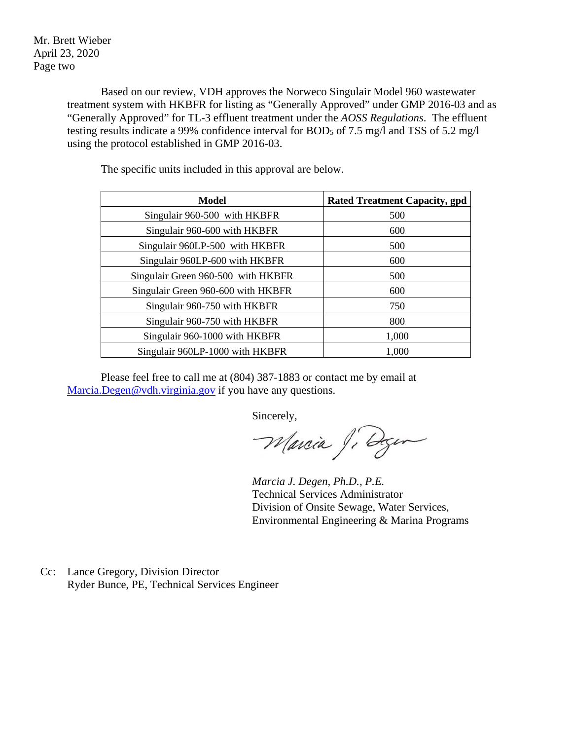Mr. Brett Wieber
April 23, 2020
Page two

Based on our review, VDH approves the Norweco Singulair Model 960 wastewater treatment system with HKBFR for listing as "Generally Approved" under GMP 2016-03 and as "Generally Approved" for TL-3 effluent treatment under the *AOSS Regulations*. The effluent testing results indicate a 99% confidence interval for $BOD_5$ of 7.5 mg/l and TSS of 5.2 mg/l using the protocol established in GMP 2016-03.

The specific units included in this approval are below.

| Model | Rated Treatment Capacity, gpd |
|---|---|
| Singulair 960-500 with HKBFR | 500 |
| Singulair 960-600 with HKBFR | 600 |
| Singulair 960LP-500 with HKBFR | 500 |
| Singulair 960LP-600 with HKBFR | 600 |
| Singulair Green 960-500 with HKBFR | 500 |
| Singulair Green 960-600 with HKBFR | 600 |
| Singulair 960-750 with HKBFR | 750 |
| Singulair 960-750 with HKBFR | 800 |
| Singulair 960-1000 with HKBFR | 1,000 |
| Singulair 960LP-1000 with HKBFR | 1,000 |

Please feel free to call me at (804) 387-1883 or contact me by email at Marcia.Degen@vdh.virginia.gov if you have any questions.

Sincerely,

*Marcia J. Degen, Ph.D., P.E.*
Technical Services Administrator
Division of Onsite Sewage, Water Services,
Environmental Engineering & Marina Programs

Cc: Lance Gregory, Division Director
Ryder Bunce, PE, Technical Services Engineer